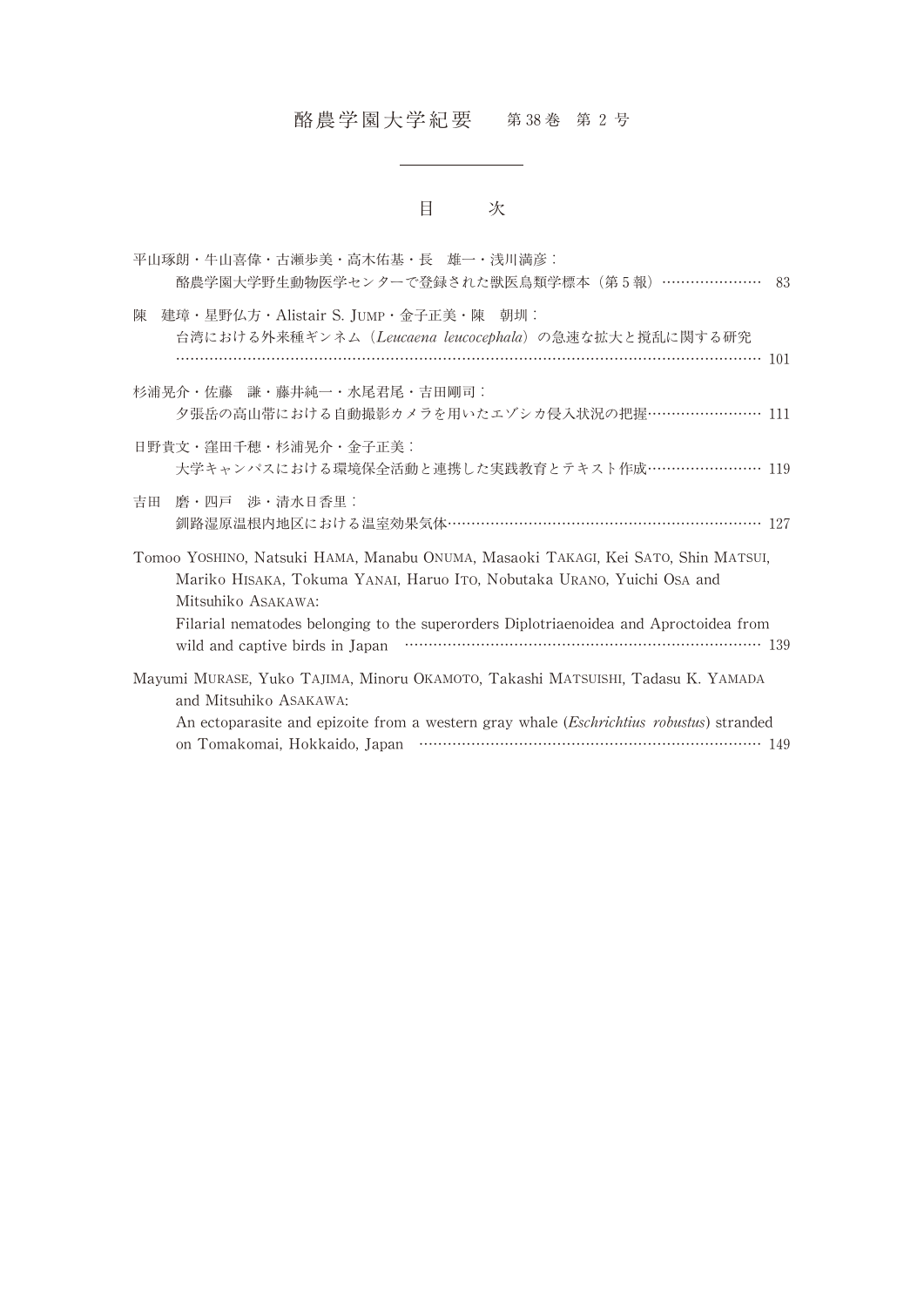# 酪農学園大学紀要　第38巻　第２号

## 目　　次

平山琢朗・牛山喜偉・古瀬歩美・高木佑基・長　雄一・浅川満彦：
　酪農学園大学野生動物医学センターで登録された獣医鳥類学標本（第５報）………………… 83

陳　建璋・星野仏方・Alistair S. JUMP・金子正美・陳　朝圳：
　台湾における外来種ギンネム（*Leucaena leucocephala*）の急速な拡大と撹乱に関する研究
　……………………………………………………………………………………………………… 101

杉浦晃介・佐藤　謙・藤井純一・水尾君尾・吉田剛司：
　夕張岳の高山帯における自動撮影カメラを用いたエゾシカ侵入状況の把握…………………… 111

日野貴文・窪田千穂・杉浦晃介・金子正美：
　大学キャンパスにおける環境保全活動と連携した実践教育とテキスト作成…………………… 119

吉田　磨・四戸　渉・清水日香里：
　釧路湿原温根内地区における温室効果気体………………………………………………………… 127

Tomoo YOSHINO, Natsuki HAMA, Manabu ONUMA, Masaoki TAKAGI, Kei SATO, Shin MATSUI, Mariko HISAKA, Tokuma YANAI, Haruo ITO, Nobutaka URANO, Yuichi OSA and Mitsuhiko ASAKAWA:
　Filarial nematodes belonging to the superorders Diplotriaenoidea and Aproctoidea from wild and captive birds in Japan ……………………………………………………………… 139

Mayumi MURASE, Yuko TAJIMA, Minoru OKAMOTO, Takashi MATSUISHI, Tadasu K. YAMADA and Mitsuhiko ASAKAWA:
　An ectoparasite and epizoite from a western gray whale (*Eschrichtius robustus*) stranded on Tomakomai, Hokkaido, Japan ……………………………………………………………… 149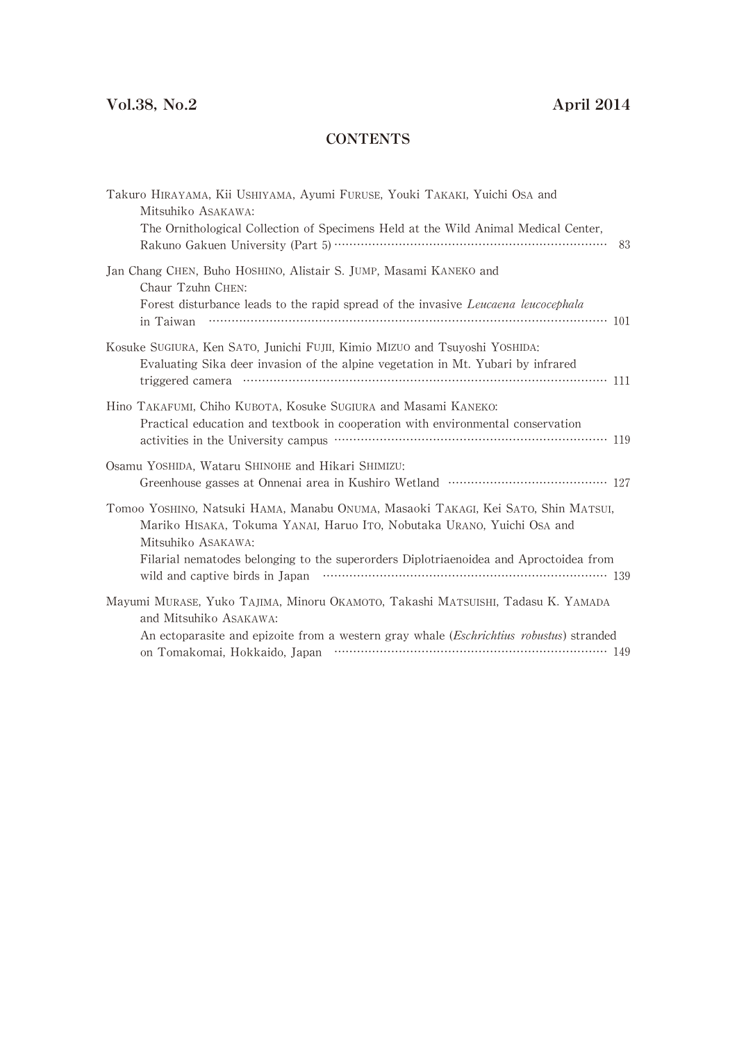**Vol.38, No.2** **April 2014**

## CONTENTS

Takuro HIRAYAMA, Kii USHIYAMA, Ayumi FURUSE, Youki TAKAKI, Yuichi OSA and Mitsuhiko ASAKAWA:
The Ornithological Collection of Specimens Held at the Wild Animal Medical Center, Rakuno Gakuen University (Part 5) ……… 83

Jan Chang CHEN, Buho HOSHINO, Alistair S. JUMP, Masami KANEKO and Chaur Tzuhn CHEN:
Forest disturbance leads to the rapid spread of the invasive *Leucaena leucocephala* in Taiwan ……… 101

Kosuke SUGIURA, Ken SATO, Junichi FUJII, Kimio MIZUO and Tsuyoshi YOSHIDA:
Evaluating Sika deer invasion of the alpine vegetation in Mt. Yubari by infrared triggered camera ……… 111

Hino TAKAFUMI, Chiho KUBOTA, Kosuke SUGIURA and Masami KANEKO:
Practical education and textbook in cooperation with environmental conservation activities in the University campus ……… 119

Osamu YOSHIDA, Wataru SHINOHE and Hikari SHIMIZU:
Greenhouse gasses at Onnenai area in Kushiro Wetland ……… 127

Tomoo YOSHINO, Natsuki HAMA, Manabu ONUMA, Masaoki TAKAGI, Kei SATO, Shin MATSUI, Mariko HISAKA, Tokuma YANAI, Haruo ITO, Nobutaka URANO, Yuichi OSA and Mitsuhiko ASAKAWA:
Filarial nematodes belonging to the superorders Diplotriaenoidea and Aproctoidea from wild and captive birds in Japan ……… 139

Mayumi MURASE, Yuko TAJIMA, Minoru OKAMOTO, Takashi MATSUISHI, Tadasu K. YAMADA and Mitsuhiko ASAKAWA:
An ectoparasite and epizoite from a western gray whale (*Eschrichtius robustus*) stranded on Tomakomai, Hokkaido, Japan ……… 149